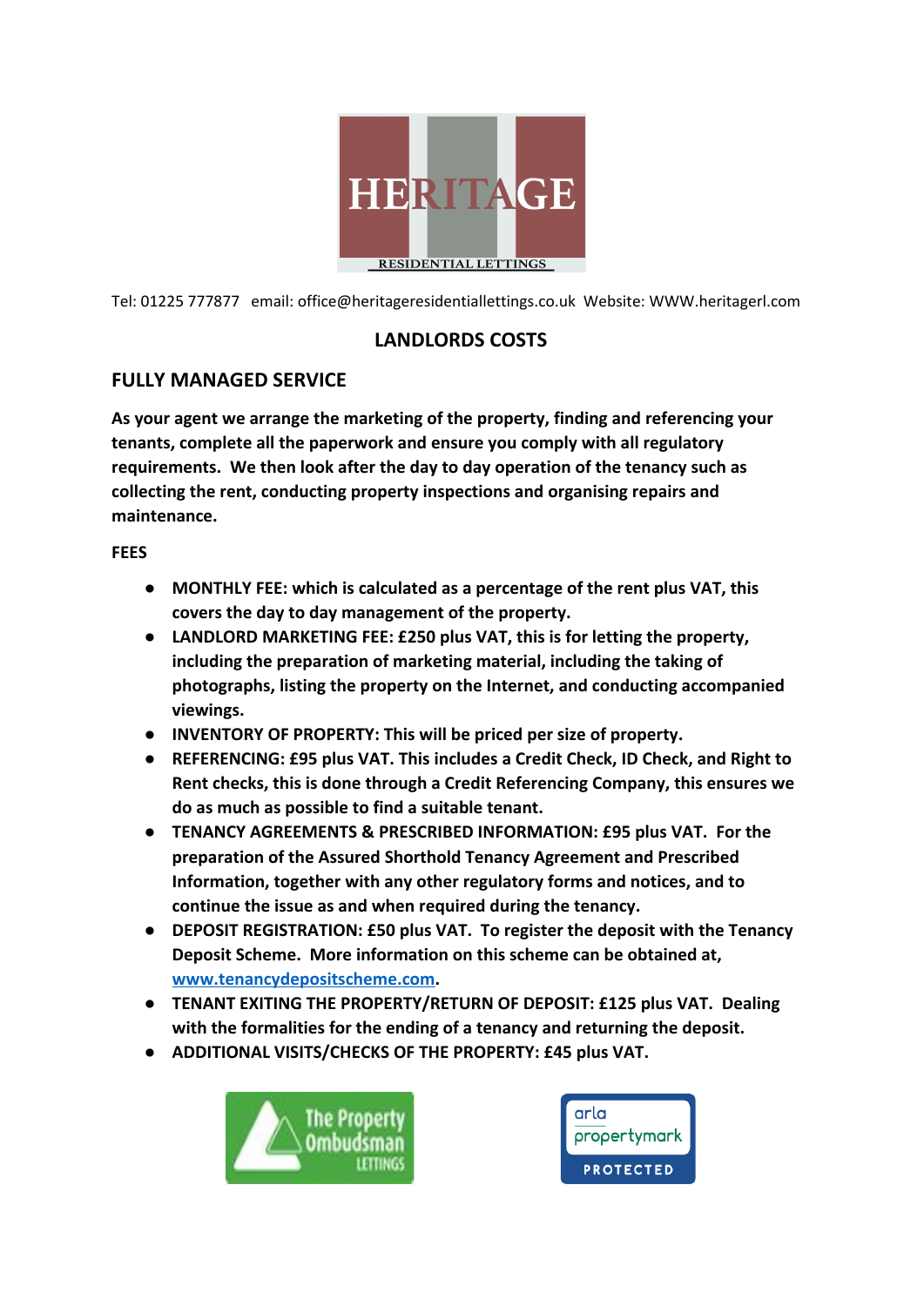HERITAGE

RESIDENTIAL LETTINGS

Tel: 01225 777877 email: office@heritageresidentiallettings.co.uk Website: WWW.heritagerl.com

# LANDLORDS COSTS

## FULLY MANAGED SERVICE

**As your agent we arrange the marketing of the property, finding and referencing your tenants, complete all the paperwork and ensure you comply with all regulatory requirements. We then look after the day to day operation of the tenancy such as collecting the rent, conducting property inspections and organising repairs and maintenance.**

**FEES**

- **MONTHLY FEE: which is calculated as a percentage of the rent plus VAT, this covers the day to day management of the property.**
- **LANDLORD MARKETING FEE: £250 plus VAT, this is for letting the property, including the preparation of marketing material, including the taking of photographs, listing the property on the Internet, and conducting accompanied viewings.**
- **INVENTORY OF PROPERTY: This will be priced per size of property.**
- **REFERENCING: £95 plus VAT. This includes a Credit Check, ID Check, and Right to Rent checks, this is done through a Credit Referencing Company, this ensures we do as much as possible to find a suitable tenant.**
- **TENANCY AGREEMENTS & PRESCRIBED INFORMATION: £95 plus VAT. For the preparation of the Assured Shorthold Tenancy Agreement and Prescribed Information, together with any other regulatory forms and notices, and to continue the issue as and when required during the tenancy.**
- **DEPOSIT REGISTRATION: £50 plus VAT. To register the deposit with the Tenancy Deposit Scheme. More information on this scheme can be obtained at, [www.tenancydepositscheme.com](http://www.tenancydepositscheme.com).**
- **TENANT EXITING THE PROPERTY/RETURN OF DEPOSIT: £125 plus VAT. Dealing with the formalities for the ending of a tenancy and returning the deposit.**
- **ADDITIONAL VISITS/CHECKS OF THE PROPERTY: £45 plus VAT.**

The Property Ombudsman LETTINGS

arla propertymark PROTECTED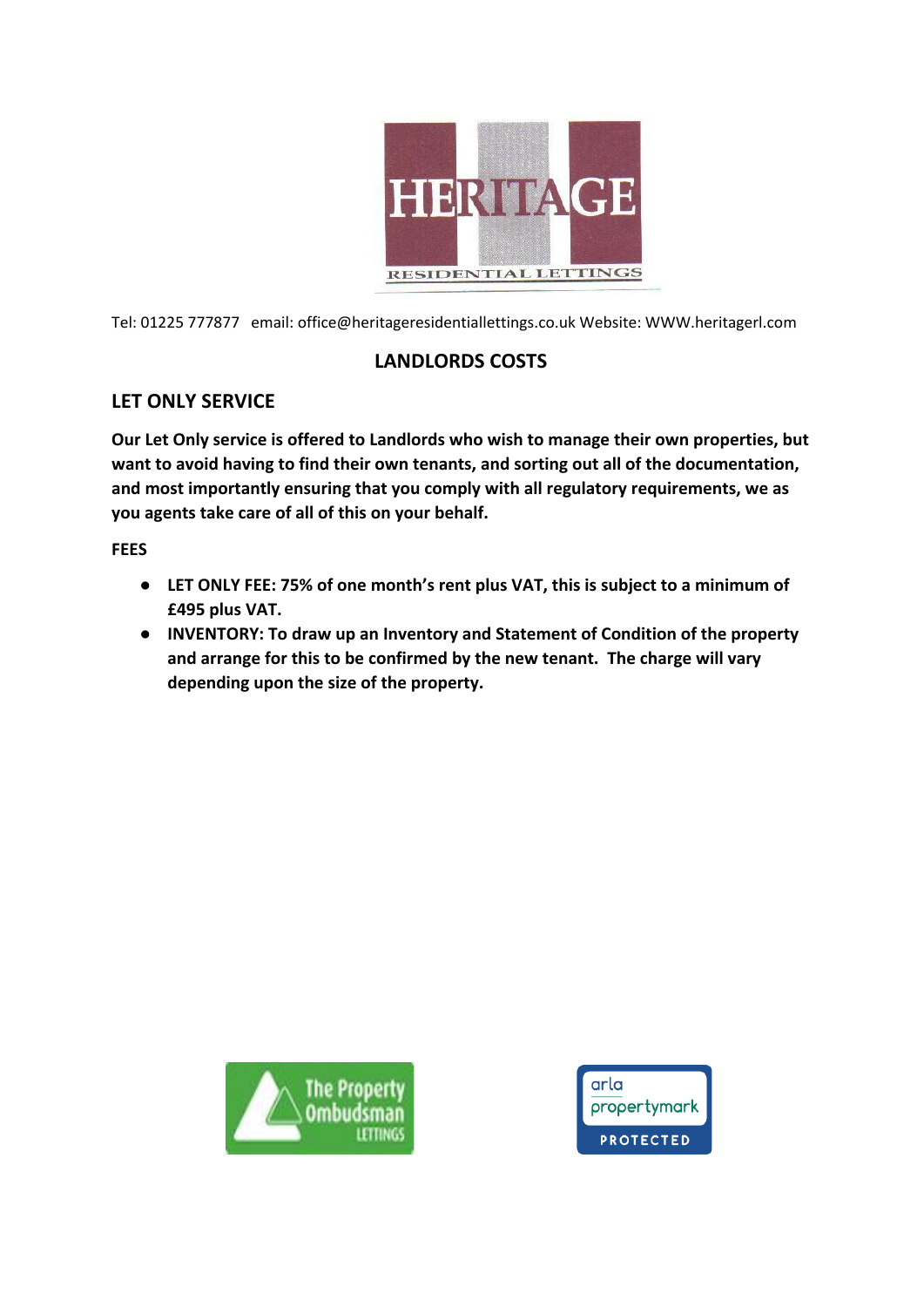HERITAGE

RESIDENTIAL LETTINGS

Tel: 01225 777877 email: office@heritageresidentiallettings.co.uk Website: WWW.heritagerl.com

## LANDLORDS COSTS

## LET ONLY SERVICE

**Our Let Only service is offered to Landlords who wish to manage their own properties, but want to avoid having to find their own tenants, and sorting out all of the documentation, and most importantly ensuring that you comply with all regulatory requirements, we as you agents take care of all of this on your behalf.**

**FEES**

- **LET ONLY FEE: 75% of one month's rent plus VAT, this is subject to a minimum of £495 plus VAT.**
- **INVENTORY: To draw up an Inventory and Statement of Condition of the property and arrange for this to be confirmed by the new tenant. The charge will vary depending upon the size of the property.**

The Property Ombudsman LETTINGS

arla propertymark PROTECTED